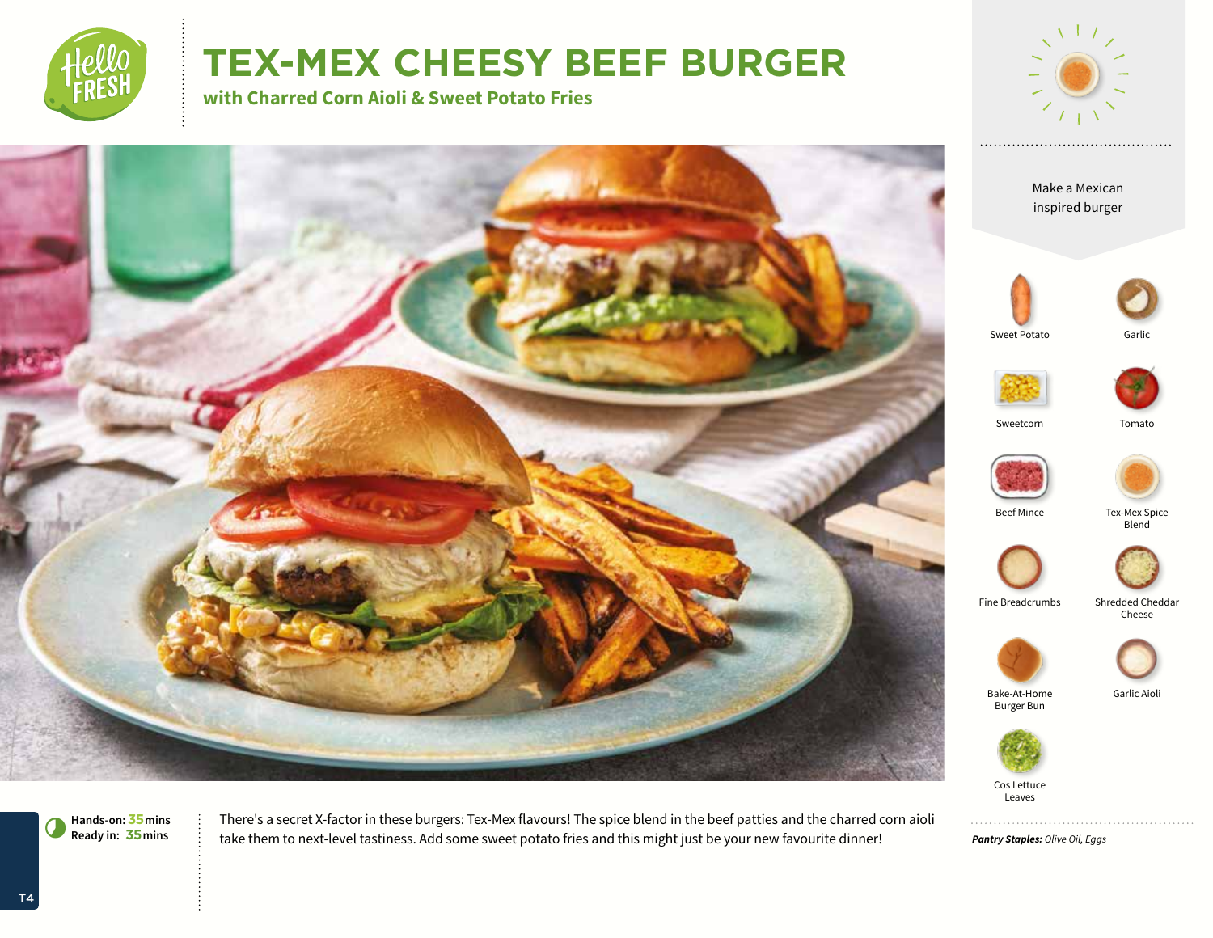# TEX-MEX CHEESY BEEF BURGER

## with Charred Corn Aioli & Sweet Potato Fries

Make a Mexican inspired burger

- Sweet Potato
- Garlic
- Sweetcorn
- Tomato
- Beef Mince
- Tex-Mex Spice Blend
- Fine Breadcrumbs
- Shredded Cheddar Cheese
- Bake-At-Home Burger Bun
- Garlic Aioli
- Cos Lettuce Leaves

**Hands-on:** 35 mins
**Ready in:** 35 mins

There's a secret X-factor in these burgers: Tex-Mex flavours! The spice blend in the beef patties and the charred corn aioli take them to next-level tastiness. Add some sweet potato fries and this might just be your new favourite dinner!

***Pantry Staples:*** *Olive Oil, Eggs*

T4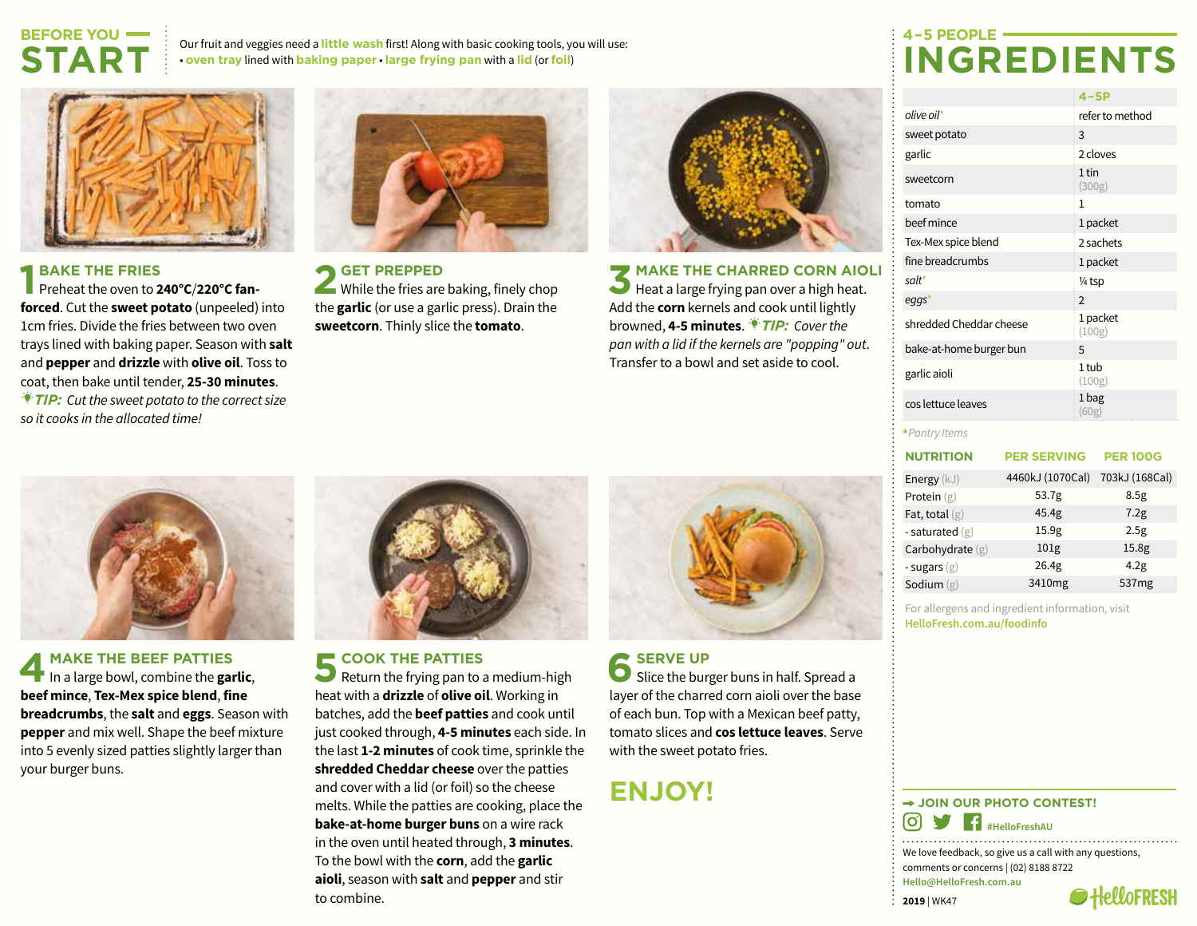## BEFORE YOU START

Our fruit and veggies need a **little wash** first! Along with basic cooking tools, you will use:
• **oven tray** lined with **baking paper** • **large frying pan** with a **lid** (or **foil**)

### 1 BAKE THE FRIES

Preheat the oven to **240°C/220°C fan-forced**. Cut the **sweet potato** (unpeeled) into 1cm fries. Divide the fries between two oven trays lined with baking paper. Season with **salt** and **pepper** and **drizzle** with **olive oil**. Toss to coat, then bake until tender, **25-30 minutes**.
***TIP:*** *Cut the sweet potato to the correct size so it cooks in the allocated time!*

### 2 GET PREPPED

While the fries are baking, finely chop the **garlic** (or use a garlic press). Drain the **sweetcorn**. Thinly slice the **tomato**.

### 3 MAKE THE CHARRED CORN AIOLI

Heat a large frying pan over a high heat. Add the **corn** kernels and cook until lightly browned, **4-5 minutes**. ***TIP:*** *Cover the pan with a lid if the kernels are "popping" out.* Transfer to a bowl and set aside to cool.

### 4 MAKE THE BEEF PATTIES

In a large bowl, combine the **garlic**, **beef mince**, **Tex-Mex spice blend**, **fine breadcrumbs**, the **salt** and **eggs**. Season with **pepper** and mix well. Shape the beef mixture into 5 evenly sized patties slightly larger than your burger buns.

### 5 COOK THE PATTIES

Return the frying pan to a medium-high heat with a **drizzle** of **olive oil**. Working in batches, add the **beef patties** and cook until just cooked through, **4-5 minutes** each side. In the last **1-2 minutes** of cook time, sprinkle the **shredded Cheddar cheese** over the patties and cover with a lid (or foil) so the cheese melts. While the patties are cooking, place the **bake-at-home burger buns** on a wire rack in the oven until heated through, **3 minutes**. To the bowl with the **corn**, add the **garlic aioli**, season with **salt** and **pepper** and stir to combine.

### 6 SERVE UP

Slice the burger buns in half. Spread a layer of the charred corn aioli over the base of each bun. Top with a Mexican beef patty, tomato slices and **cos lettuce leaves**. Serve with the sweet potato fries.

**ENJOY!**

## 4-5 PEOPLE INGREDIENTS

| | 4-5P |
|---|---|
| *olive oil** | refer to method |
| sweet potato | 3 |
| garlic | 2 cloves |
| sweetcorn | 1 tin (300g) |
| tomato | 1 |
| beef mince | 1 packet |
| Tex-Mex spice blend | 2 sachets |
| fine breadcrumbs | 1 packet |
| *salt** | ¼ tsp |
| *eggs** | 2 |
| shredded Cheddar cheese | 1 packet (100g) |
| bake-at-home burger bun | 5 |
| garlic aioli | 1 tub (100g) |
| cos lettuce leaves | 1 bag (60g) |

**Pantry Items*

| NUTRITION | PER SERVING | PER 100G |
|---|---|---|
| Energy (kJ) | 4460kJ (1070Cal) | 703kJ (168Cal) |
| Protein (g) | 53.7g | 8.5g |
| Fat, total (g) | 45.4g | 7.2g |
| - saturated (g) | 15.9g | 2.5g |
| Carbohydrate (g) | 101g | 15.8g |
| - sugars (g) | 26.4g | 4.2g |
| Sodium (g) | 3410mg | 537mg |

For allergens and ingredient information, visit **HelloFresh.com.au/foodinfo**

**→ JOIN OUR PHOTO CONTEST!**
#HelloFreshAU

We love feedback, so give us a call with any questions, comments or concerns | (02) 8188 8722
Hello@HelloFresh.com.au

**2019** | WK47

HelloFRESH